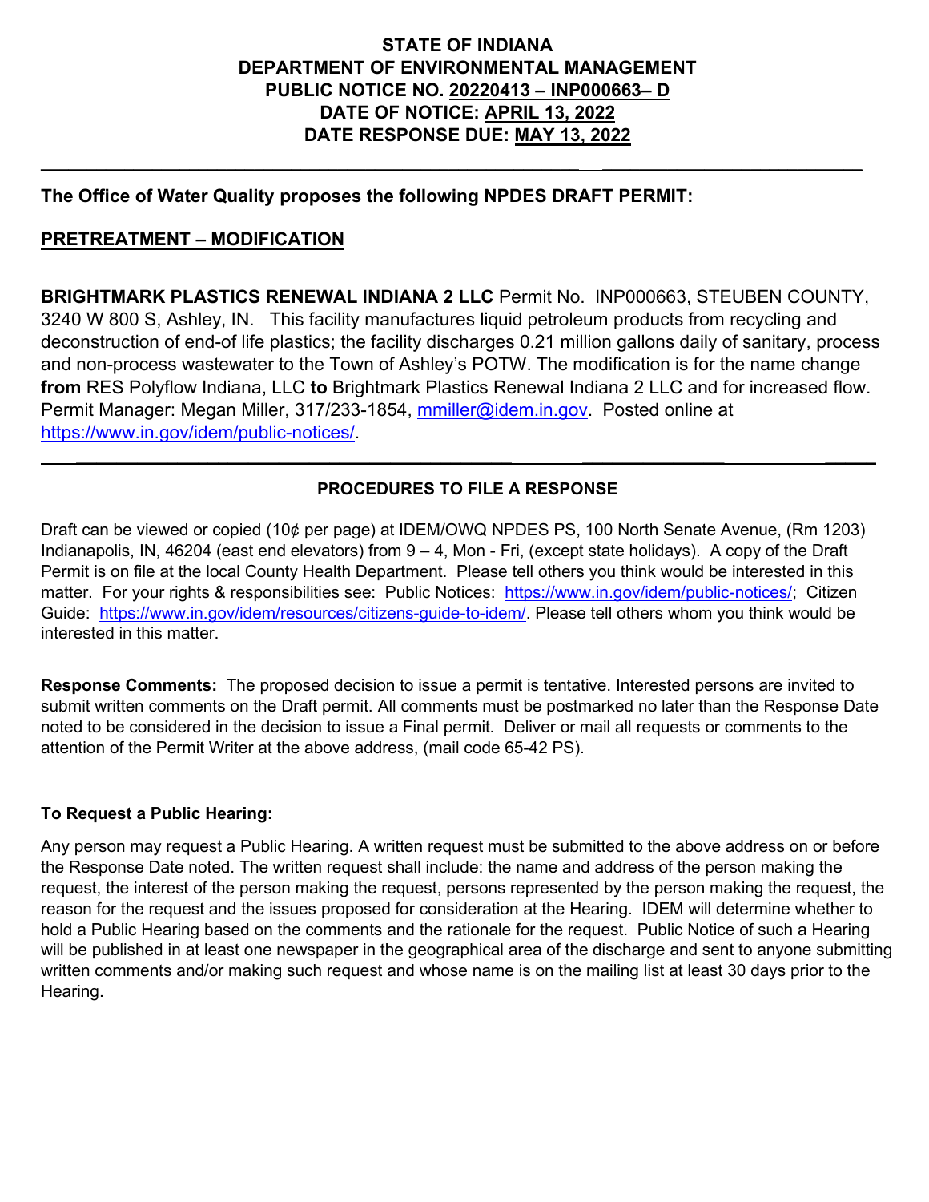# STATE OF INDIANA
# DEPARTMENT OF ENVIRONMENTAL MANAGEMENT
# PUBLIC NOTICE NO. 20220413 – INP000663– D
# DATE OF NOTICE: APRIL 13, 2022
# DATE RESPONSE DUE: MAY 13, 2022

---

**The Office of Water Quality proposes the following NPDES DRAFT PERMIT:**

## PRETREATMENT – MODIFICATION

**BRIGHTMARK PLASTICS RENEWAL INDIANA 2 LLC** Permit No. INP000663, STEUBEN COUNTY, 3240 W 800 S, Ashley, IN. This facility manufactures liquid petroleum products from recycling and deconstruction of end-of life plastics; the facility discharges 0.21 million gallons daily of sanitary, process and non-process wastewater to the Town of Ashley's POTW. The modification is for the name change **from** RES Polyflow Indiana, LLC **to** Brightmark Plastics Renewal Indiana 2 LLC and for increased flow. Permit Manager: Megan Miller, 317/233-1854, mmiller@idem.in.gov. Posted online at https://www.in.gov/idem/public-notices/.

---

### PROCEDURES TO FILE A RESPONSE

Draft can be viewed or copied (10¢ per page) at IDEM/OWQ NPDES PS, 100 North Senate Avenue, (Rm 1203) Indianapolis, IN, 46204 (east end elevators) from 9 – 4, Mon - Fri, (except state holidays). A copy of the Draft Permit is on file at the local County Health Department. Please tell others you think would be interested in this matter. For your rights & responsibilities see: Public Notices: https://www.in.gov/idem/public-notices/; Citizen Guide: https://www.in.gov/idem/resources/citizens-guide-to-idem/. Please tell others whom you think would be interested in this matter.

**Response Comments:** The proposed decision to issue a permit is tentative. Interested persons are invited to submit written comments on the Draft permit. All comments must be postmarked no later than the Response Date noted to be considered in the decision to issue a Final permit. Deliver or mail all requests or comments to the attention of the Permit Writer at the above address, (mail code 65-42 PS).

**To Request a Public Hearing:**

Any person may request a Public Hearing. A written request must be submitted to the above address on or before the Response Date noted. The written request shall include: the name and address of the person making the request, the interest of the person making the request, persons represented by the person making the request, the reason for the request and the issues proposed for consideration at the Hearing. IDEM will determine whether to hold a Public Hearing based on the comments and the rationale for the request. Public Notice of such a Hearing will be published in at least one newspaper in the geographical area of the discharge and sent to anyone submitting written comments and/or making such request and whose name is on the mailing list at least 30 days prior to the Hearing.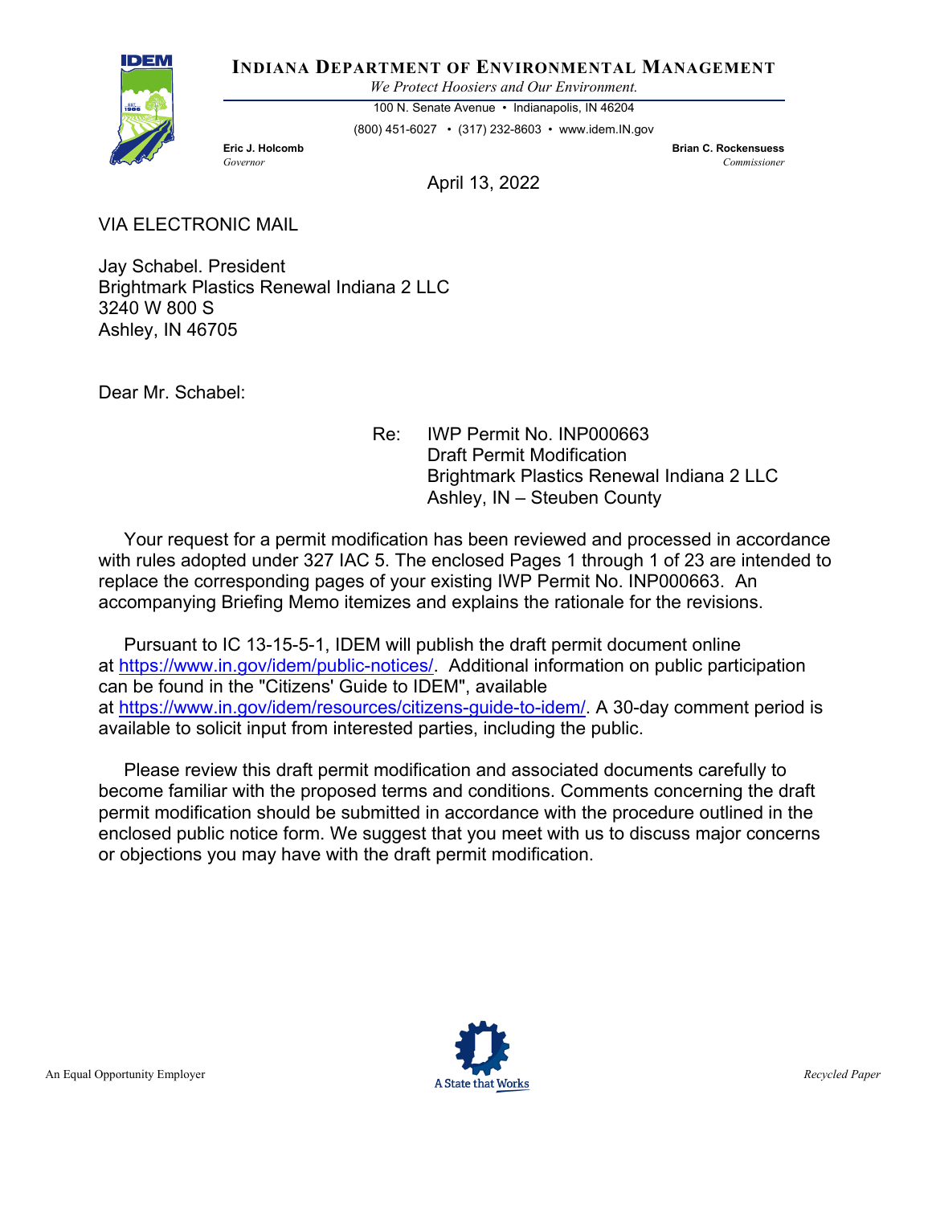# INDIANA DEPARTMENT OF ENVIRONMENTAL MANAGEMENT

*We Protect Hoosiers and Our Environment.*

100 N. Senate Avenue • Indianapolis, IN 46204

(800) 451-6027 • (317) 232-8603 • www.idem.IN.gov

**Eric J. Holcomb**
*Governor*

**Brian C. Rockensuess**
*Commissioner*

April 13, 2022

VIA ELECTRONIC MAIL

Jay Schabel. President
Brightmark Plastics Renewal Indiana 2 LLC
3240 W 800 S
Ashley, IN 46705

Dear Mr. Schabel:

Re: IWP Permit No. INP000663
Draft Permit Modification
Brightmark Plastics Renewal Indiana 2 LLC
Ashley, IN – Steuben County

Your request for a permit modification has been reviewed and processed in accordance with rules adopted under 327 IAC 5. The enclosed Pages 1 through 1 of 23 are intended to replace the corresponding pages of your existing IWP Permit No. INP000663. An accompanying Briefing Memo itemizes and explains the rationale for the revisions.

Pursuant to IC 13-15-5-1, IDEM will publish the draft permit document online at https://www.in.gov/idem/public-notices/. Additional information on public participation can be found in the "Citizens' Guide to IDEM", available at https://www.in.gov/idem/resources/citizens-guide-to-idem/. A 30-day comment period is available to solicit input from interested parties, including the public.

Please review this draft permit modification and associated documents carefully to become familiar with the proposed terms and conditions. Comments concerning the draft permit modification should be submitted in accordance with the procedure outlined in the enclosed public notice form. We suggest that you meet with us to discuss major concerns or objections you may have with the draft permit modification.

An Equal Opportunity Employer

A State that Works

Recycled Paper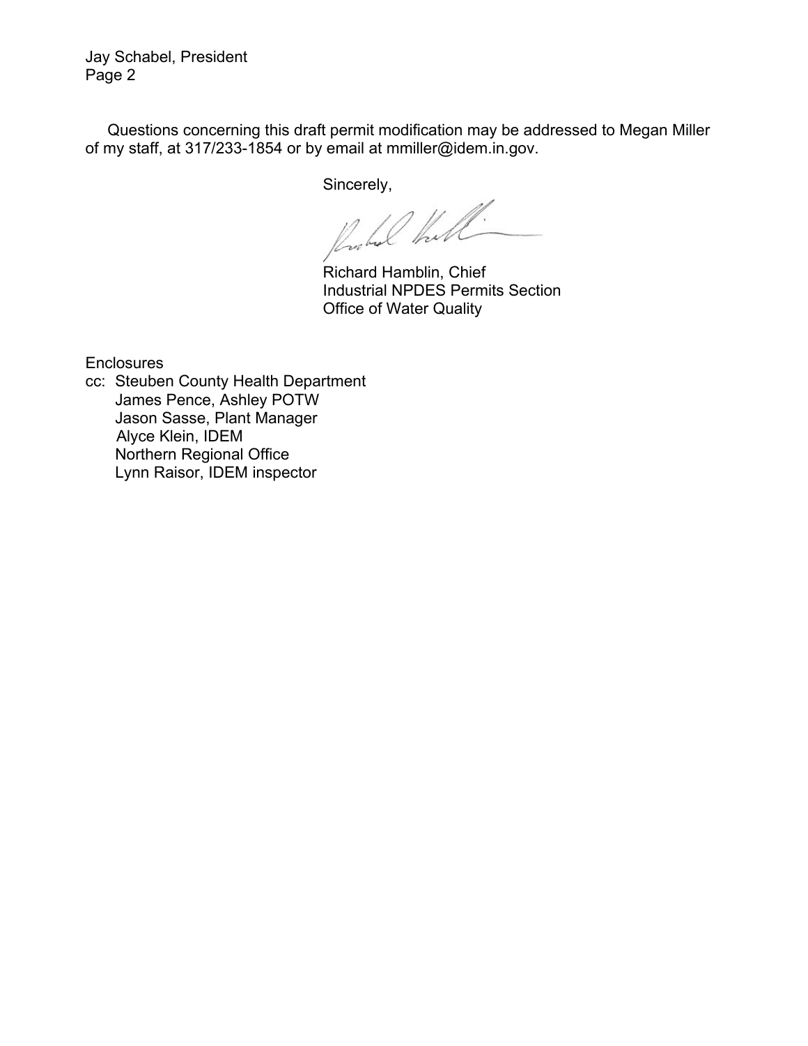Questions concerning this draft permit modification may be addressed to Megan Miller of my staff, at 317/233-1854 or by email at mmiller@idem.in.gov.

Sincerely,

Richard Hamblin, Chief
Industrial NPDES Permits Section
Office of Water Quality

Enclosures

cc: Steuben County Health Department
James Pence, Ashley POTW
Jason Sasse, Plant Manager
Alyce Klein, IDEM
Northern Regional Office
Lynn Raisor, IDEM inspector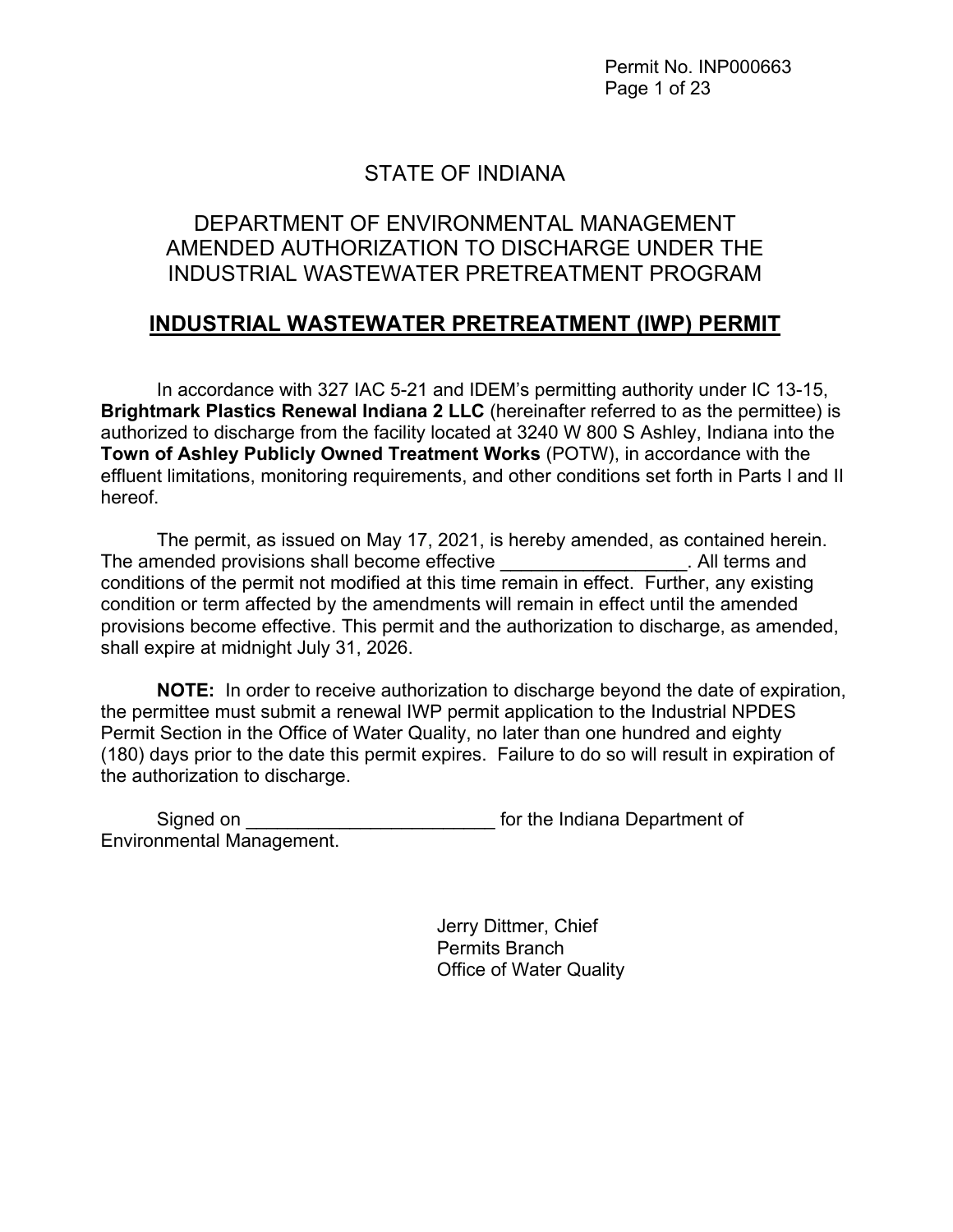# STATE OF INDIANA

## DEPARTMENT OF ENVIRONMENTAL MANAGEMENT
## AMENDED AUTHORIZATION TO DISCHARGE UNDER THE INDUSTRIAL WASTEWATER PRETREATMENT PROGRAM

## INDUSTRIAL WASTEWATER PRETREATMENT (IWP) PERMIT

In accordance with 327 IAC 5-21 and IDEM's permitting authority under IC 13-15, **Brightmark Plastics Renewal Indiana 2 LLC** (hereinafter referred to as the permittee) is authorized to discharge from the facility located at 3240 W 800 S Ashley, Indiana into the **Town of Ashley Publicly Owned Treatment Works** (POTW), in accordance with the effluent limitations, monitoring requirements, and other conditions set forth in Parts I and II hereof.

The permit, as issued on May 17, 2021, is hereby amended, as contained herein. The amended provisions shall become effective __________________. All terms and conditions of the permit not modified at this time remain in effect. Further, any existing condition or term affected by the amendments will remain in effect until the amended provisions become effective. This permit and the authorization to discharge, as amended, shall expire at midnight July 31, 2026.

**NOTE:** In order to receive authorization to discharge beyond the date of expiration, the permittee must submit a renewal IWP permit application to the Industrial NPDES Permit Section in the Office of Water Quality, no later than one hundred and eighty (180) days prior to the date this permit expires. Failure to do so will result in expiration of the authorization to discharge.

Signed on ________________________ for the Indiana Department of Environmental Management.

Jerry Dittmer, Chief
Permits Branch
Office of Water Quality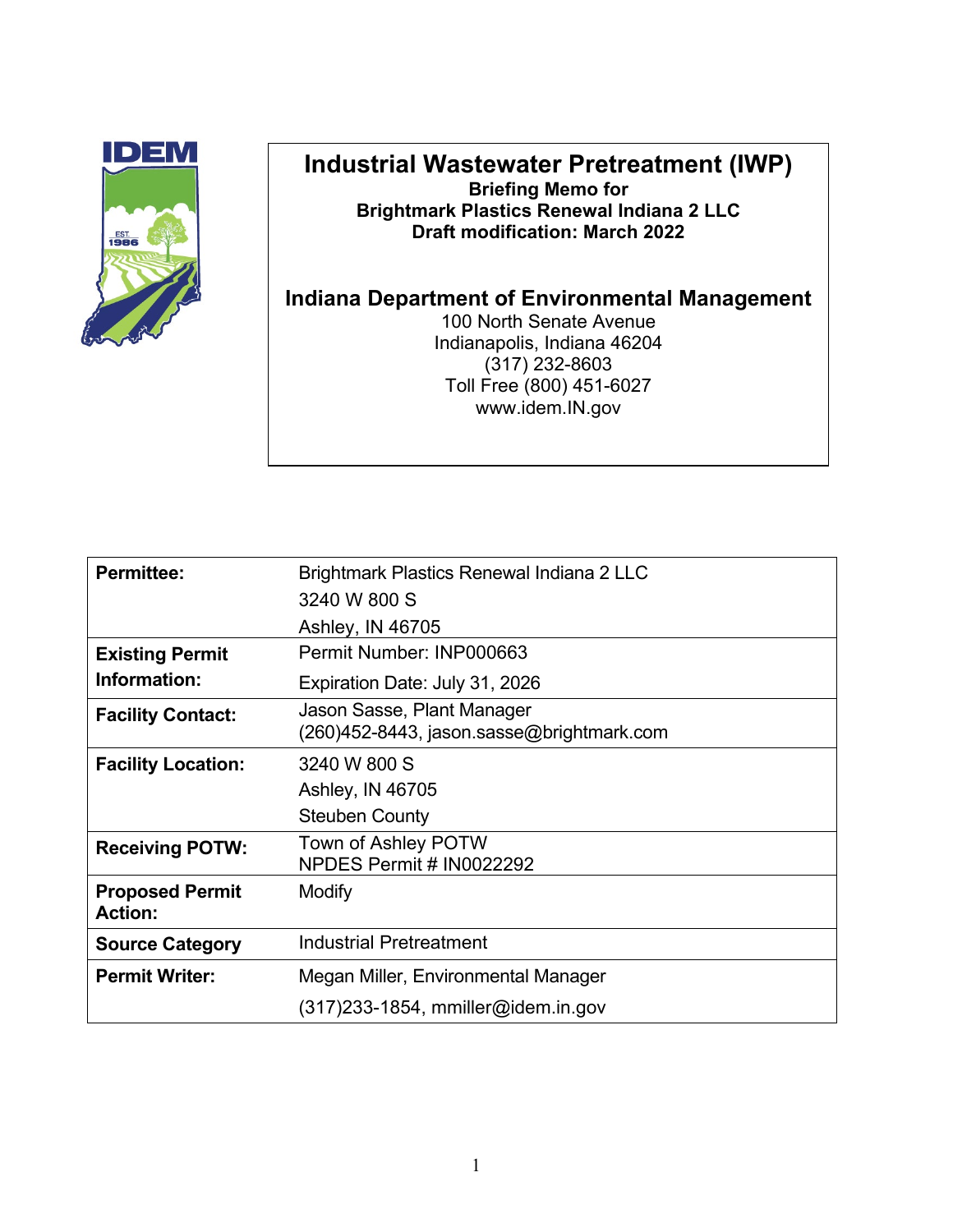# Industrial Wastewater Pretreatment (IWP)

**Briefing Memo for**
**Brightmark Plastics Renewal Indiana 2 LLC**
**Draft modification: March 2022**

## Indiana Department of Environmental Management

100 North Senate Avenue
Indianapolis, Indiana 46204
(317) 232-8603
Toll Free (800) 451-6027
www.idem.IN.gov

| | |
|---|---|
| **Permittee:** | Brightmark Plastics Renewal Indiana 2 LLC<br>3240 W 800 S<br>Ashley, IN 46705 |
| **Existing Permit Information:** | Permit Number: INP000663<br>Expiration Date: July 31, 2026 |
| **Facility Contact:** | Jason Sasse, Plant Manager<br>(260)452-8443, jason.sasse@brightmark.com |
| **Facility Location:** | 3240 W 800 S<br>Ashley, IN 46705<br>Steuben County |
| **Receiving POTW:** | Town of Ashley POTW<br>NPDES Permit # IN0022292 |
| **Proposed Permit Action:** | Modify |
| **Source Category** | Industrial Pretreatment |
| **Permit Writer:** | Megan Miller, Environmental Manager<br>(317)233-1854, mmiller@idem.in.gov |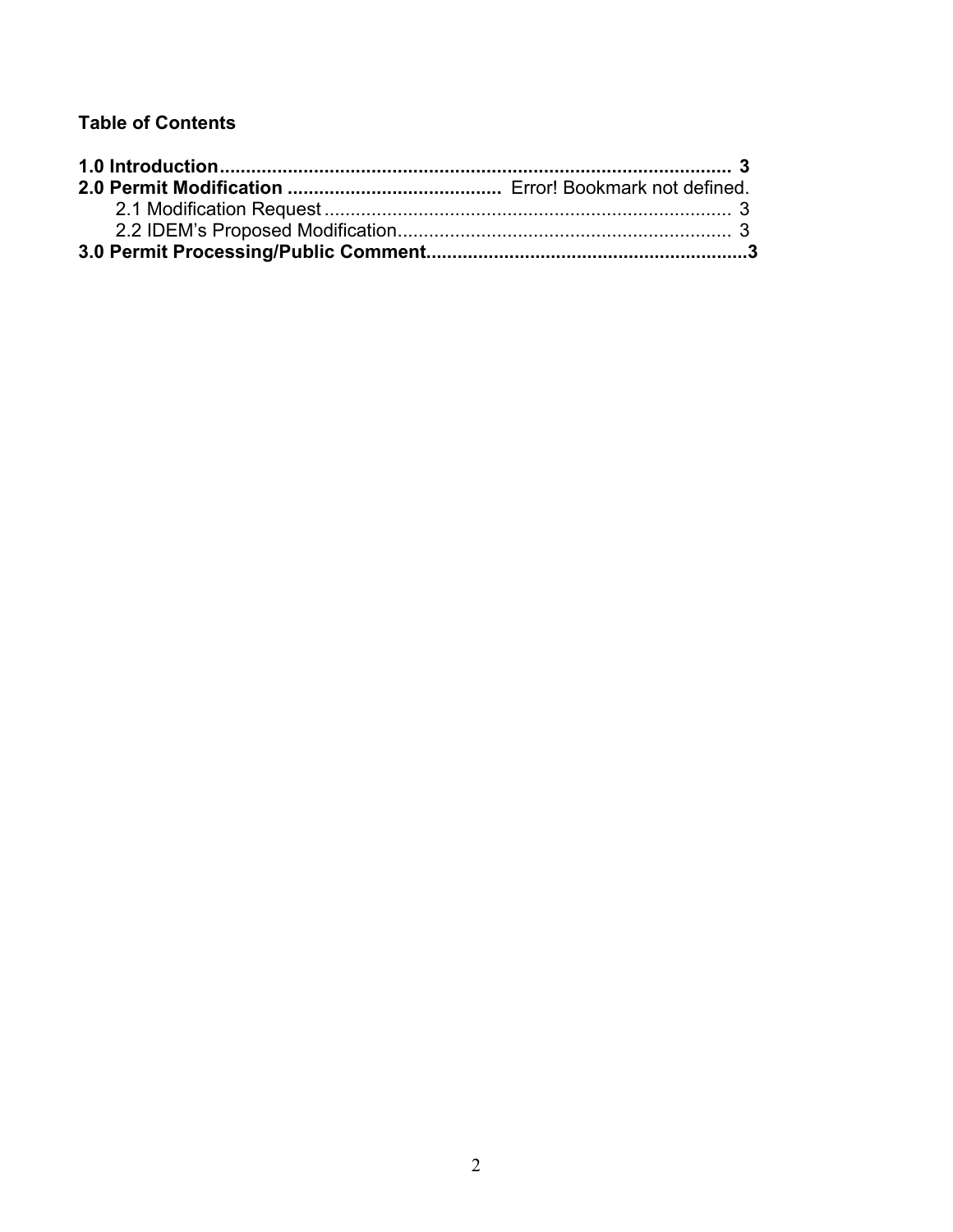**Table of Contents**

**1.0 Introduction** ........................................................................................ **3**
**2.0 Permit Modification** ........................................ Error! Bookmark not defined.
    2.1 Modification Request ........................................................................ 3
    2.2 IDEM's Proposed Modification........................................................... 3
**3.0 Permit Processing/Public Comment**...........................................................**3**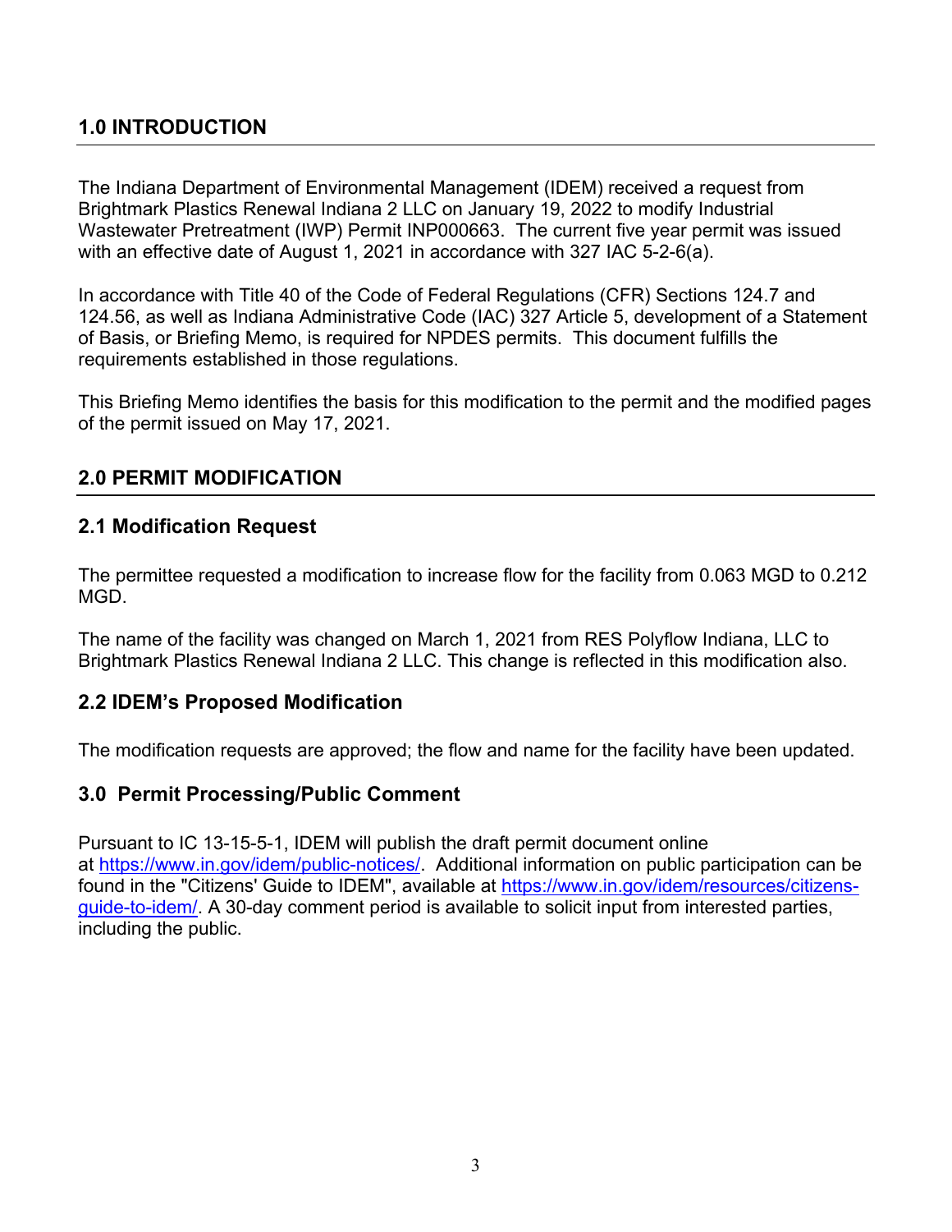## 1.0 INTRODUCTION

The Indiana Department of Environmental Management (IDEM) received a request from Brightmark Plastics Renewal Indiana 2 LLC on January 19, 2022 to modify Industrial Wastewater Pretreatment (IWP) Permit INP000663. The current five year permit was issued with an effective date of August 1, 2021 in accordance with 327 IAC 5-2-6(a).

In accordance with Title 40 of the Code of Federal Regulations (CFR) Sections 124.7 and 124.56, as well as Indiana Administrative Code (IAC) 327 Article 5, development of a Statement of Basis, or Briefing Memo, is required for NPDES permits. This document fulfills the requirements established in those regulations.

This Briefing Memo identifies the basis for this modification to the permit and the modified pages of the permit issued on May 17, 2021.

## 2.0 PERMIT MODIFICATION

### 2.1 Modification Request

The permittee requested a modification to increase flow for the facility from 0.063 MGD to 0.212 MGD.

The name of the facility was changed on March 1, 2021 from RES Polyflow Indiana, LLC to Brightmark Plastics Renewal Indiana 2 LLC. This change is reflected in this modification also.

### 2.2 IDEM's Proposed Modification

The modification requests are approved; the flow and name for the facility have been updated.

### 3.0 Permit Processing/Public Comment

Pursuant to IC 13-15-5-1, IDEM will publish the draft permit document online at https://www.in.gov/idem/public-notices/. Additional information on public participation can be found in the "Citizens' Guide to IDEM", available at https://www.in.gov/idem/resources/citizens-guide-to-idem/. A 30-day comment period is available to solicit input from interested parties, including the public.